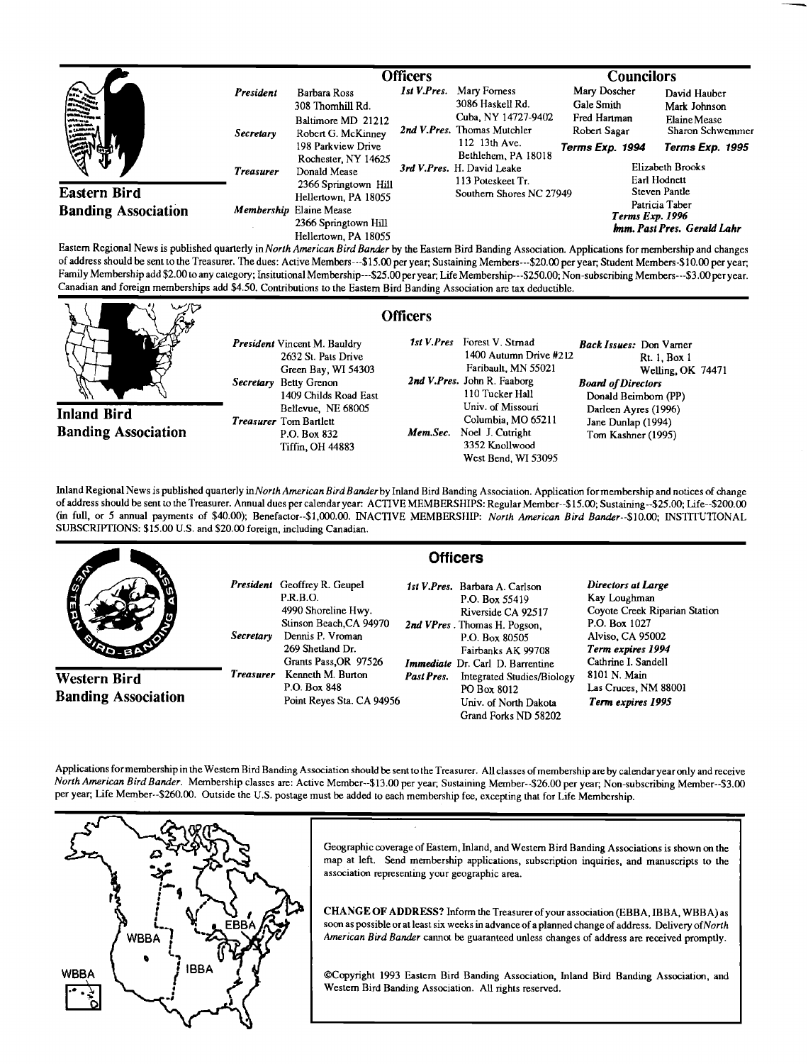## Eastern Bird Banding Association

### Officers

*President* Barbara Ross
308 Thornhill Rd.
Baltimore MD 21212

*Secretary* Robert G. McKinney
198 Parkview Drive
Rochester, NY 14625

*Treasurer* Donald Mease
2366 Springtown Hill
Hellertown, PA 18055

*Membership* Elaine Mease
2366 Springtown Hill
Hellertown, PA 18055

*1st V.Pres.* Mary Forness
3086 Haskell Rd.
Cuba, NY 14727-9402

*2nd V.Pres.* Thomas Mutchler
112 13th Ave.
Bethlehem, PA 18018

*3rd V.Pres.* H. David Leake
113 Poteskeet Tr.
Southern Shores NC 27949

### Councilors

Mary Doscher
Gale Smith
Fred Hartman
Robert Sagar
***Terms Exp. 1994***

David Hauber
Mark Johnson
Elaine Mease
Sharon Schwemmer
***Terms Exp. 1995***

Elizabeth Brooks
Earl Hodnett
Steven Pantle
Patricia Taber
***Terms Exp. 1996***

***Imm. Past Pres. Gerald Lahr***

Eastern Regional News is published quarterly in *North American Bird Bander* by the Eastern Bird Banding Association. Applications for membership and changes of address should be sent to the Treasurer. The dues: Active Members---$15.00 per year; Sustaining Members---$20.00 per year; Student Members-$10.00 per year; Family Membership add $2.00 to any category; Insitutional Membership---$25.00 per year; Life Membership---$250.00; Non-subscribing Members---$3.00 per year. Canadian and foreign memberships add $4.50. Contributions to the Eastern Bird Banding Association are tax deductible.

## Inland Bird Banding Association

### Officers

*President* Vincent M. Bauldry
2632 St. Pats Drive
Green Bay, WI 54303

*Secretary* Betty Grenon
1409 Childs Road East
Bellevue, NE 68005

*Treasurer* Tom Bartlett
P.O. Box 832
Tiffin, OH 44883

*1st V.Pres* Forest V. Strnad
1400 Autumn Drive #212
Faribault, MN 55021

*2nd V.Pres.* John R. Faaborg
110 Tucker Hall
Univ. of Missouri
Columbia, MO 65211

*Mem.Sec.* Noel J. Cutright
3352 Knollwood
West Bend, WI 53095

***Back Issues:*** Don Varner
Rt. 1, Box 1
Welling, OK 74471

***Board of Directors***
Donald Beimborn (PP)
Darleen Ayres (1996)
Jane Dunlap (1994)
Tom Kashner (1995)

Inland Regional News is published quarterly in *North American Bird Bander* by Inland Bird Banding Association. Application for membership and notices of change of address should be sent to the Treasurer. Annual dues per calendar year: ACTIVE MEMBERSHIPS: Regular Member--$15.00; Sustaining--$25.00; Life--$200.00 (in full, or 5 annual payments of $40.00); Benefactor--$1,000.00. INACTIVE MEMBERSHIP: *North American Bird Bander*--$10.00; INSTITUTIONAL SUBSCRIPTIONS: $15.00 U.S. and $20.00 foreign, including Canadian.

## Western Bird Banding Association

### Officers

*President* Geoffrey R. Geupel
P.R.B.O.
4990 Shoreline Hwy.
Stinson Beach, CA 94970

*Secretary* Dennis P. Vroman
269 Shetland Dr.
Grants Pass, OR 97526

*Treasurer* Kenneth M. Burton
P.O. Box 848
Point Reyes Sta. CA 94956

*1st V.Pres.* Barbara A. Carlson
P.O. Box 55419
Riverside CA 92517

*2nd VPres.* Thomas H. Pogson,
P.O. Box 80505
Fairbanks AK 99708

*Immediate Past Pres.* Dr. Carl D. Barrentine
Integrated Studies/Biology
PO Box 8012
Univ. of North Dakota
Grand Forks ND 58202

***Directors at Large***
Kay Loughman
Coyote Creek Riparian Station
P.O. Box 1027
Alviso, CA 95002
***Term expires 1994***

Cathrine I. Sandell
8101 N. Main
Las Cruces, NM 88001
***Term expires 1995***

Applications for membership in the Western Bird Banding Association should be sent to the Treasurer. All classes of membership are by calendar year only and receive *North American Bird Bander*. Membership classes are: Active Member--$13.00 per year; Sustaining Member--$26.00 per year; Non-subscribing Member--$3.00 per year; Life Member--$260.00. Outside the U.S. postage must be added to each membership fee, excepting that for Life Membership.

Geographic coverage of Eastern, Inland, and Western Bird Banding Associations is shown on the map at left. Send membership applications, subscription inquiries, and manuscripts to the association representing your geographic area.

**CHANGE OF ADDRESS?** Inform the Treasurer of your association (EBBA, IBBA, WBBA) as soon as possible or at least six weeks in advance of a planned change of address. Delivery of *North American Bird Bander* cannot be guaranteed unless changes of address are received promptly.

©Copyright 1993 Eastern Bird Banding Association, Inland Bird Banding Association, and Western Bird Banding Association. All rights reserved.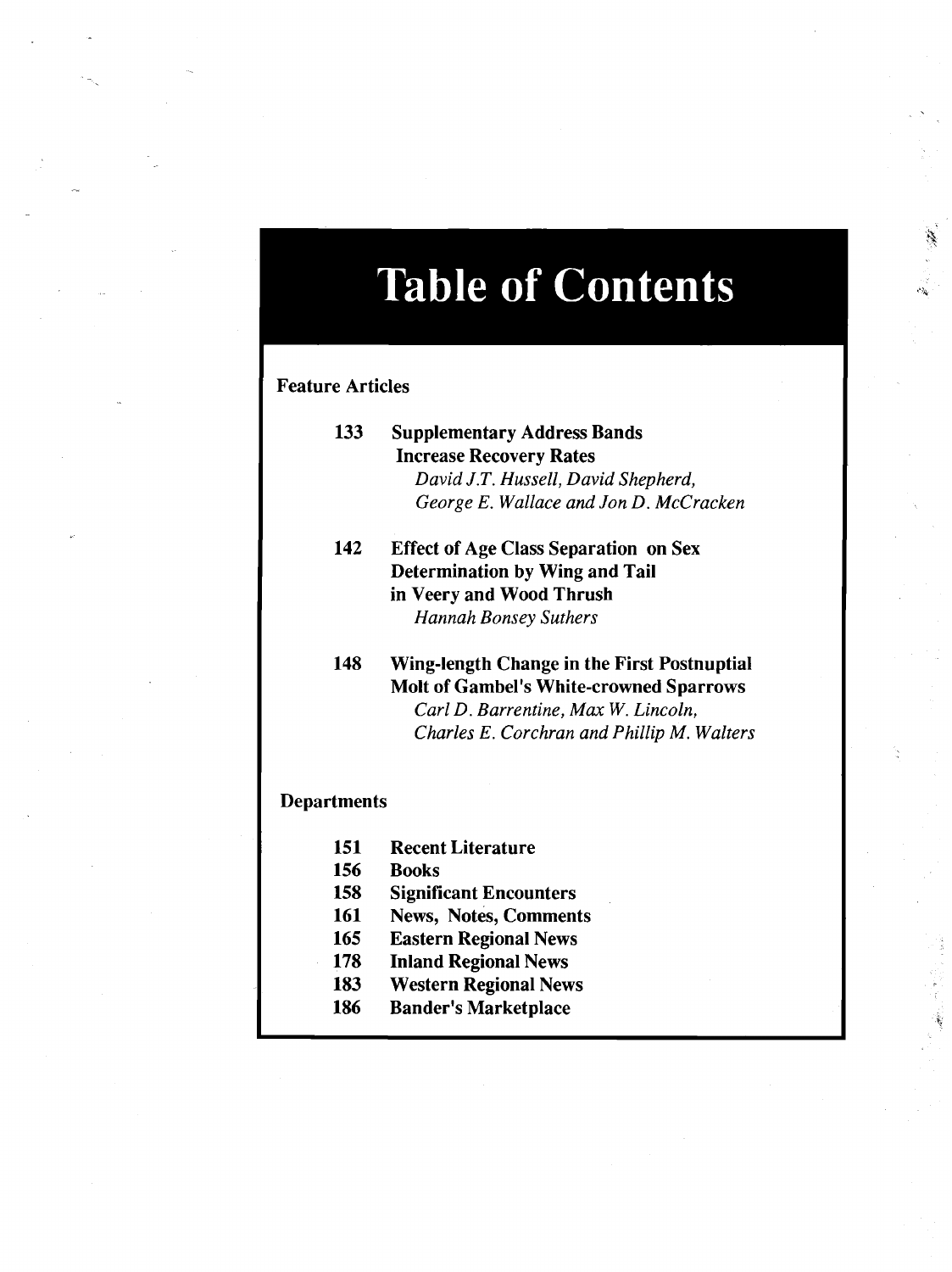# Table of Contents

## Feature Articles

133 **Supplementary Address Bands Increase Recovery Rates**
*David J.T. Hussell, David Shepherd, George E. Wallace and Jon D. McCracken*

142 **Effect of Age Class Separation on Sex Determination by Wing and Tail in Veery and Wood Thrush**
*Hannah Bonsey Suthers*

148 **Wing-length Change in the First Postnuptial Molt of Gambel's White-crowned Sparrows**
*Carl D. Barrentine, Max W. Lincoln, Charles E. Corchran and Phillip M. Walters*

## Departments

151 **Recent Literature**
156 **Books**
158 **Significant Encounters**
161 **News, Notes, Comments**
165 **Eastern Regional News**
178 **Inland Regional News**
183 **Western Regional News**
186 **Bander's Marketplace**